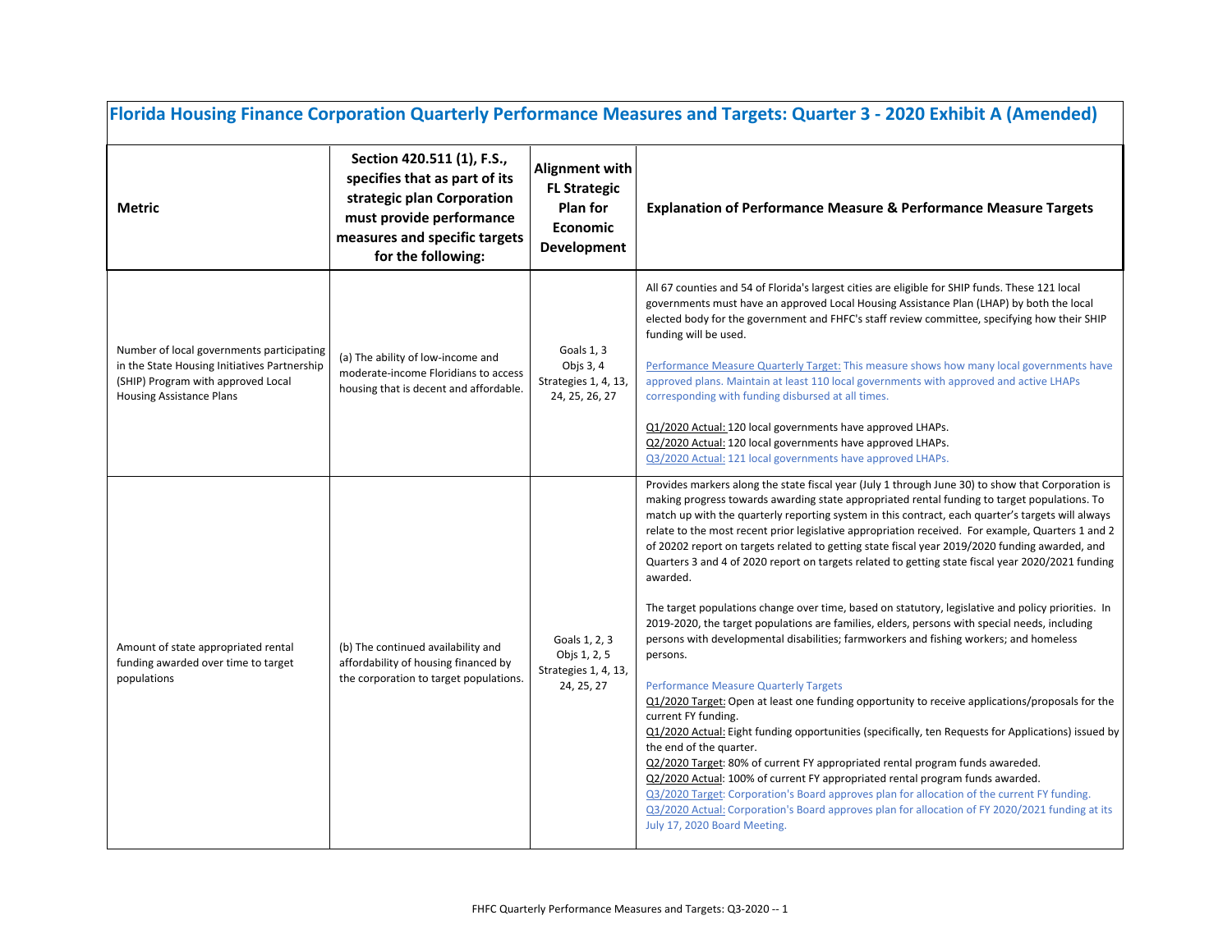# Florida Housing Finance Corporation Quarterly Performance Measures and Targets: Quarter 3 - 2020 Exhibit A (Amended)

| Metric | Section 420.511 (1), F.S., specifies that as part of its strategic plan Corporation must provide performance measures and specific targets for the following: | Alignment with FL Strategic Plan for Economic Development | Explanation of Performance Measure & Performance Measure Targets |
|---|---|---|---|
| Number of local governments participating in the State Housing Initiatives Partnership (SHIP) Program with approved Local Housing Assistance Plans | (a) The ability of low-income and moderate-income Floridians to access housing that is decent and affordable. | Goals 1, 3<br>Objs 3, 4<br>Strategies 1, 4, 13, 24, 25, 26, 27 | All 67 counties and 54 of Florida's largest cities are eligible for SHIP funds. These 121 local governments must have an approved Local Housing Assistance Plan (LHAP) by both the local elected body for the government and FHFC's staff review committee, specifying how their SHIP funding will be used.<br><br>Performance Measure Quarterly Target: This measure shows how many local governments have approved plans. Maintain at least 110 local governments with approved and active LHAPs corresponding with funding disbursed at all times.<br><br>Q1/2020 Actual: 120 local governments have approved LHAPs.<br>Q2/2020 Actual: 120 local governments have approved LHAPs.<br>Q3/2020 Actual: 121 local governments have approved LHAPs. |
| Amount of state appropriated rental funding awarded over time to target populations | (b) The continued availability and affordability of housing financed by the corporation to target populations. | Goals 1, 2, 3<br>Objs 1, 2, 5<br>Strategies 1, 4, 13, 24, 25, 27 | Provides markers along the state fiscal year (July 1 through June 30) to show that Corporation is making progress towards awarding state appropriated rental funding to target populations. To match up with the quarterly reporting system in this contract, each quarter's targets will always relate to the most recent prior legislative appropriation received. For example, Quarters 1 and 2 of 20202 report on targets related to getting state fiscal year 2019/2020 funding awarded, and Quarters 3 and 4 of 2020 report on targets related to getting state fiscal year 2020/2021 funding awarded.<br><br>The target populations change over time, based on statutory, legislative and policy priorities. In 2019-2020, the target populations are families, elders, persons with special needs, including persons with developmental disabilities; farmworkers and fishing workers; and homeless persons.<br><br>Performance Measure Quarterly Targets<br>Q1/2020 Target: Open at least one funding opportunity to receive applications/proposals for the current FY funding.<br>Q1/2020 Actual: Eight funding opportunities (specifically, ten Requests for Applications) issued by the end of the quarter.<br>Q2/2020 Target: 80% of current FY appropriated rental program funds awareded.<br>Q2/2020 Actual: 100% of current FY appropriated rental program funds awarded.<br>Q3/2020 Target: Corporation's Board approves plan for allocation of the current FY funding.<br>Q3/2020 Actual: Corporation's Board approves plan for allocation of FY 2020/2021 funding at its July 17, 2020 Board Meeting. |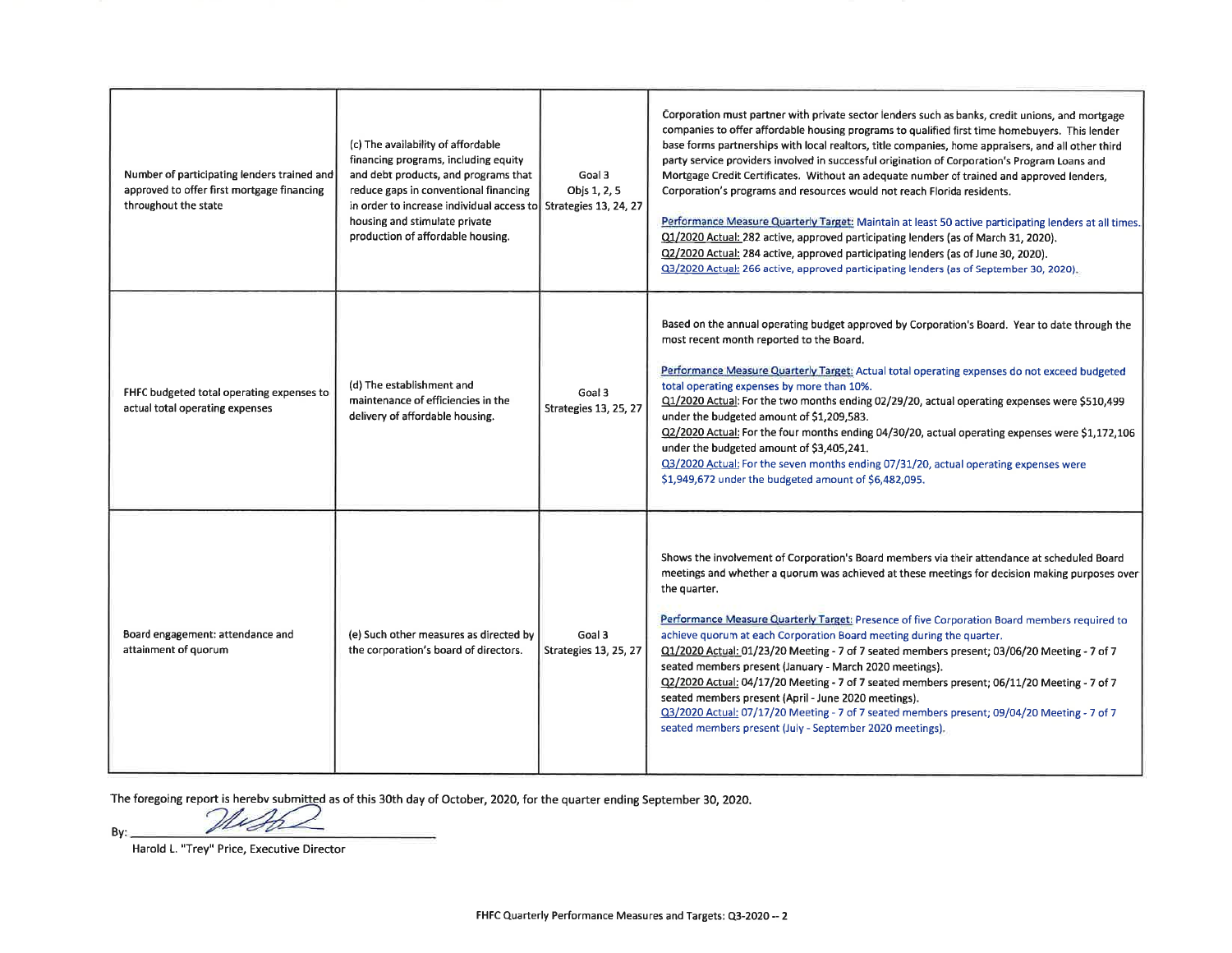| | | | |
|---|---|---|---|
| Number of participating lenders trained and approved to offer first mortgage financing throughout the state | (c) The availability of affordable financing programs, including equity and debt products, and programs that reduce gaps in conventional financing in order to increase individual access to housing and stimulate private production of affordable housing. | Goal 3<br>Objs 1, 2, 5<br>Strategies 13, 24, 27 | Corporation must partner with private sector lenders such as banks, credit unions, and mortgage companies to offer affordable housing programs to qualified first time homebuyers. This lender base forms partnerships with local realtors, title companies, home appraisers, and all other third party service providers involved in successful origination of Corporation's Program Loans and Mortgage Credit Certificates. Without an adequate number of trained and approved lenders, Corporation's programs and resources would not reach Florida residents.<br><br>Performance Measure Quarterly Target: Maintain at least 50 active participating lenders at all times.<br>Q1/2020 Actual: 282 active, approved participating lenders (as of March 31, 2020).<br>Q2/2020 Actual: 284 active, approved participating lenders (as of June 30, 2020).<br>Q3/2020 Actual: 266 active, approved participating lenders (as of September 30, 2020). |
| FHFC budgeted total operating expenses to actual total operating expenses | (d) The establishment and maintenance of efficiencies in the delivery of affordable housing. | Goal 3<br>Strategies 13, 25, 27 | Based on the annual operating budget approved by Corporation's Board. Year to date through the most recent month reported to the Board.<br><br>Performance Measure Quarterly Target: Actual total operating expenses do not exceed budgeted total operating expenses by more than 10%.<br>Q1/2020 Actual: For the two months ending 02/29/20, actual operating expenses were $510,499 under the budgeted amount of $1,209,583.<br>Q2/2020 Actual: For the four months ending 04/30/20, actual operating expenses were $1,172,106 under the budgeted amount of $3,405,241.<br>Q3/2020 Actual: For the seven months ending 07/31/20, actual operating expenses were $1,949,672 under the budgeted amount of $6,482,095. |
| Board engagement: attendance and attainment of quorum | (e) Such other measures as directed by the corporation's board of directors. | Goal 3<br>Strategies 13, 25, 27 | Shows the involvement of Corporation's Board members via their attendance at scheduled Board meetings and whether a quorum was achieved at these meetings for decision making purposes over the quarter.<br><br>Performance Measure Quarterly Target: Presence of five Corporation Board members required to achieve quorum at each Corporation Board meeting during the quarter.<br>Q1/2020 Actual: 01/23/20 Meeting - 7 of 7 seated members present; 03/06/20 Meeting - 7 of 7 seated members present (January - March 2020 meetings).<br>Q2/2020 Actual: 04/17/20 Meeting - 7 of 7 seated members present; 06/11/20 Meeting - 7 of 7 seated members present (April - June 2020 meetings).<br>Q3/2020 Actual: 07/17/20 Meeting - 7 of 7 seated members present; 09/04/20 Meeting - 7 of 7 seated members present (July - September 2020 meetings). |

The foregoing report is hereby submitted as of this 30th day of October, 2020, for the quarter ending September 30, 2020.

By: ______________________

Harold L. "Trey" Price, Executive Director